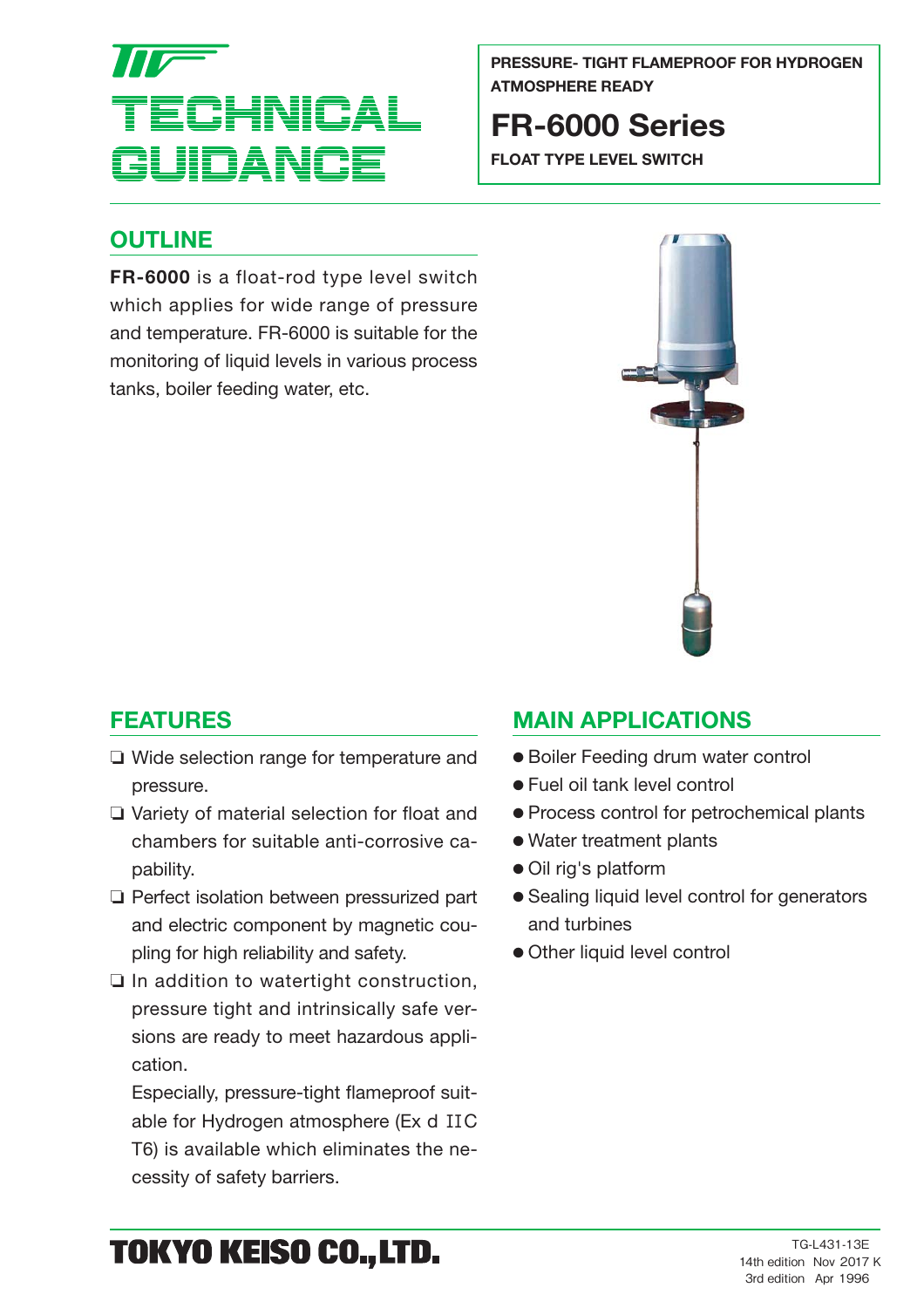# TECHNICAL GUIDANCE

PRESSURE- TIGHT FLAMEPROOF FOR HYDROGEN ATMOSPHERE READY

# FR-6000 Series

FLOAT TYPE LEVEL SWITCH

## OUTLINE

**FR-6000** is a float-rod type level switch which applies for wide range of pressure and temperature. FR-6000 is suitable for the monitoring of liquid levels in various process tanks, boiler feeding water, etc.

## FEATURES

- ❑ Wide selection range for temperature and pressure.
- ❑ Variety of material selection for float and chambers for suitable anti-corrosive capability.
- ❑ Perfect isolation between pressurized part and electric component by magnetic coupling for high reliability and safety.
- ❑ In addition to watertight construction, pressure tight and intrinsically safe versions are ready to meet hazardous application.

  Especially, pressure-tight flameproof suitable for Hydrogen atmosphere (Ex d IIC T6) is available which eliminates the necessity of safety barriers.

## MAIN APPLICATIONS

- Boiler Feeding drum water control
- Fuel oil tank level control
- Process control for petrochemical plants
- Water treatment plants
- Oil rig's platform
- Sealing liquid level control for generators and turbines
- Other liquid level control

TOKYO KEISO CO.,LTD.

TG-L431-13E
14th edition Nov 2017 K
3rd edition Apr 1996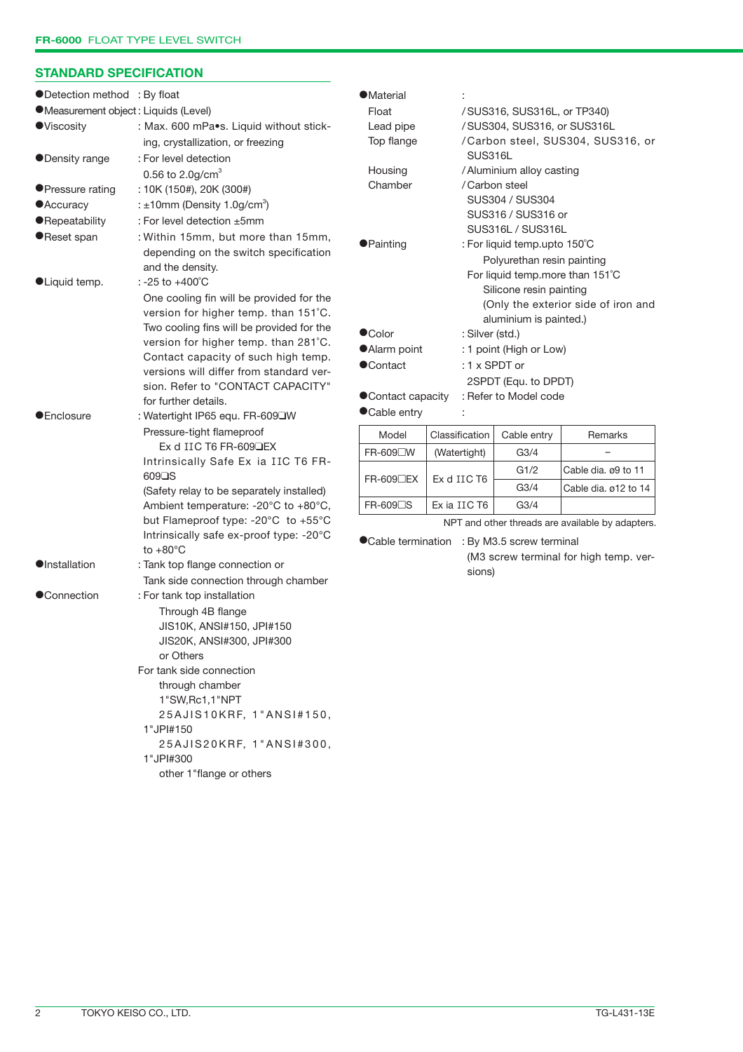## STANDARD SPECIFICATION

- **Detection method** : By float
- **Measurement object** : Liquids (Level)
- **Viscosity** : Max. 600 mPa•s. Liquid without sticking, crystallization, or freezing
- **Density range** : For level detection 0.56 to 2.0g/cm$^3$
- **Pressure rating** : 10K (150#), 20K (300#)
- **Accuracy** : ±10mm (Density 1.0g/cm$^3$)
- **Repeatability** : For level detection ±5mm
- **Reset span** : Within 15mm, but more than 15mm, depending on the switch specification and the density.
- **Liquid temp.** : -25 to +400℃
  One cooling fin will be provided for the version for higher temp. than 151˚C. Two cooling fins will be provided for the version for higher temp. than 281˚C. Contact capacity of such high temp. versions will differ from standard version. Refer to "CONTACT CAPACITY" for further details.
- **Enclosure** : Watertight IP65 equ. FR-609❑W
  Pressure-tight flameproof
  Ex d IIC T6 FR-609❑EX
  Intrinsically Safe Ex ia IIC T6 FR-609❑S
  (Safety relay to be separately installed)
  Ambient temperature: -20°C to +80°C, but Flameproof type: -20°C to +55°C
  Intrinsically safe ex-proof type: -20°C to +80°C
- **Installation** : Tank top flange connection or Tank side connection through chamber
- **Connection** : For tank top installation
  Through 4B flange
  JIS10K, ANSI#150, JPI#150
  JIS20K, ANSI#300, JPI#300
  or Others
  For tank side connection through chamber
  1"SW,Rc1,1"NPT
  25AJIS10KRF, 1"ANSI#150, 1"JPI#150
  25AJIS20KRF, 1"ANSI#300, 1"JPI#300
  other 1"flange or others
- **Material** :
  - Float / SUS316, SUS316L, or TP340)
  - Lead pipe / SUS304, SUS316, or SUS316L
  - Top flange / Carbon steel, SUS304, SUS316, or SUS316L
  - Housing / Aluminium alloy casting
  - Chamber / Carbon steel
    SUS304 / SUS304
    SUS316 / SUS316 or
    SUS316L / SUS316L
- **Painting** : For liquid temp.upto 150℃
  Polyurethan resin painting
  For liquid temp.more than 151˚C
  Silicone resin painting
  (Only the exterior side of iron and aluminium is painted.)
- **Color** : Silver (std.)
- **Alarm point** : 1 point (High or Low)
- **Contact** : 1 x SPDT or 2SPDT (Equ. to DPDT)
- **Contact capacity** : Refer to Model code
- **Cable entry** :

| Model | Classification | Cable entry | Remarks |
|---|---|---|---|
| FR-609☐W | (Watertight) | G3/4 | – |
| FR-609☐EX | Ex d IIC T6 | G1/2 | Cable dia. ø9 to 11 |
| | | G3/4 | Cable dia. ø12 to 14 |
| FR-609☐S | Ex ia IIC T6 | G3/4 | |

NPT and other threads are available by adapters.

- **Cable termination** : By M3.5 screw terminal
  (M3 screw terminal for high temp. versions)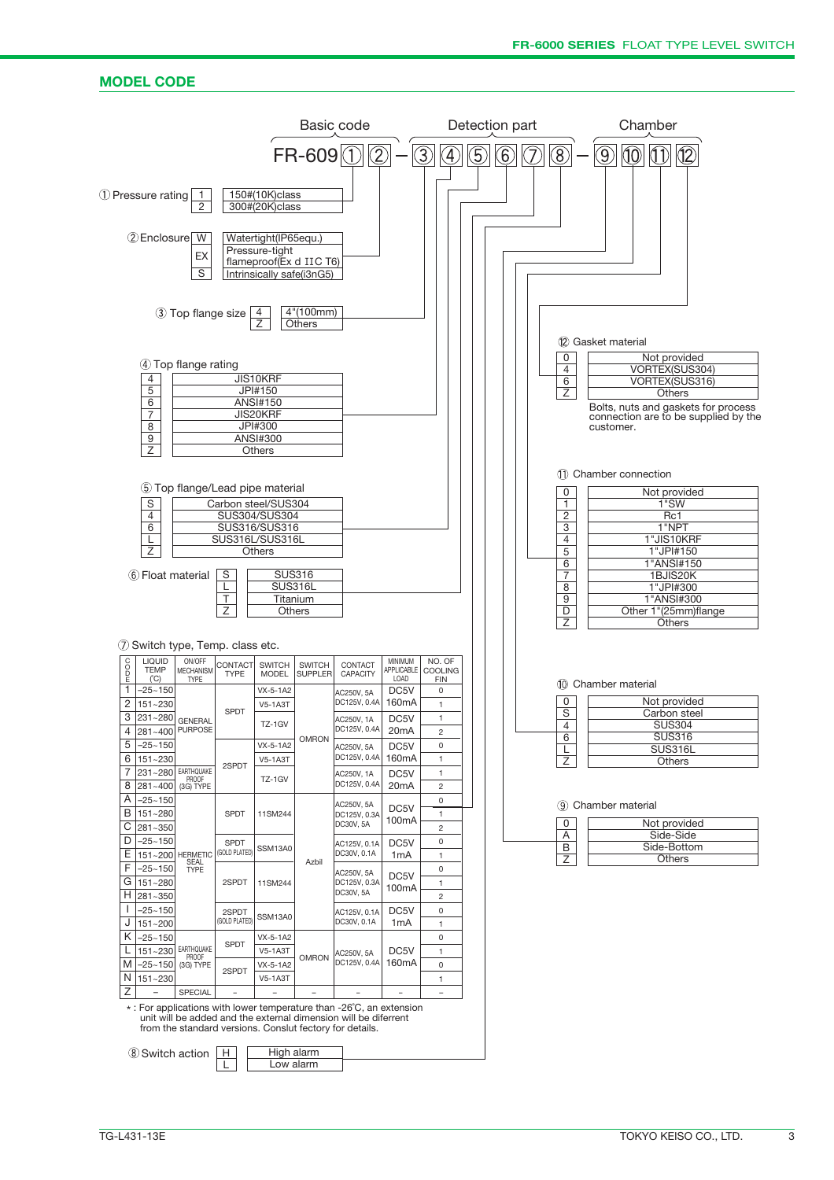## MODEL CODE

Basic code / Detection part / Chamber

**FR-609 ①② — ③④⑤⑥⑦⑧ — ⑨⑩⑪⑫**

① Pressure rating

| Code | Description |
|---|---|
| 1 | 150#(10K)class |
| 2 | 300#(20K)class |

② Enclosure

| Code | Description |
|---|---|
| W | Watertight(IP65equ.) |
| EX | Pressure-tight flameproof(Ex d IIC T6) |
| S | Intrinsically safe(i3nG5) |

③ Top flange size

| Code | Description |
|---|---|
| 4 | 4"(100mm) |
| Z | Others |

④ Top flange rating

| Code | Description |
|---|---|
| 4 | JIS10KRF |
| 5 | JPI#150 |
| 6 | ANSI#150 |
| 7 | JIS20KRF |
| 8 | JPI#300 |
| 9 | ANSI#300 |
| Z | Others |

⑤ Top flange/Lead pipe material

| Code | Description |
|---|---|
| S | Carbon steel/SUS304 |
| 4 | SUS304/SUS304 |
| 6 | SUS316/SUS316 |
| L | SUS316L/SUS316L |
| Z | Others |

⑥ Float material

| Code | Description |
|---|---|
| S | SUS316 |
| L | SUS316L |
| T | Titanium |
| Z | Others |

⑦ Switch type, Temp. class etc.

| CODE | LIQUID TEMP (℃) | ON/OFF MECHANISM TYPE | CONTACT TYPE | SWITCH MODEL | SWITCH SUPPLER | CONTACT CAPACITY | MINIMUM APPLICABLE LOAD | NO. OF COOLING FIN |
|---|---|---|---|---|---|---|---|---|
| 1 | −25~150 | GENERAL PURPOSE | SPDT | VX-5-1A2 | OMRON | AC250V, 5A DC125V, 0.4A | DC5V 160mA | 0 |
| 2 | 151~230 | GENERAL PURPOSE | SPDT | V5-1A3T | OMRON | AC250V, 5A DC125V, 0.4A | DC5V 160mA | 1 |
| 3 | 231~280 | GENERAL PURPOSE | SPDT | TZ-1GV | OMRON | AC250V, 1A DC125V, 0.4A | DC5V 20mA | 1 |
| 4 | 281~400 | GENERAL PURPOSE | SPDT | TZ-1GV | OMRON | AC250V, 1A DC125V, 0.4A | DC5V 20mA | 2 |
| 5 | −25~150 | GENERAL PURPOSE | 2SPDT | VX-5-1A2 | OMRON | AC250V, 5A DC125V, 0.4A | DC5V 160mA | 0 |
| 6 | 151~230 | GENERAL PURPOSE | 2SPDT | V5-1A3T | OMRON | AC250V, 5A DC125V, 0.4A | DC5V 160mA | 1 |
| 7 | 231~280 | EARTHQUAKE PROOF (3G) TYPE | 2SPDT | TZ-1GV | OMRON | AC250V, 1A DC125V, 0.4A | DC5V 20mA | 1 |
| 8 | 281~400 | EARTHQUAKE PROOF (3G) TYPE | 2SPDT | TZ-1GV | OMRON | AC250V, 1A DC125V, 0.4A | DC5V 20mA | 2 |
| A | −25~150 | HERMETIC SEAL TYPE | SPDT | 11SM244 | Azbil | AC250V, 5A DC125V, 0.3A DC30V, 5A | DC5V 100mA | 0 |
| B | 151~280 | HERMETIC SEAL TYPE | SPDT | 11SM244 | Azbil | AC250V, 5A DC125V, 0.3A DC30V, 5A | DC5V 100mA | 1 |
| C | 281~350 | HERMETIC SEAL TYPE | SPDT | 11SM244 | Azbil | AC250V, 5A DC125V, 0.3A DC30V, 5A | DC5V 100mA | 2 |
| D | −25~150 | HERMETIC SEAL TYPE | SPDT (GOLD PLATED) | SSM13A0 | Azbil | AC125V, 0.1A DC30V, 0.1A | DC5V 1mA | 0 |
| E | 151~200 | HERMETIC SEAL TYPE | SPDT (GOLD PLATED) | SSM13A0 | Azbil | AC125V, 0.1A DC30V, 0.1A | DC5V 1mA | 1 |
| F | −25~150 | HERMETIC SEAL TYPE | 2SPDT | 11SM244 | Azbil | AC250V, 5A DC125V, 0.3A DC30V, 5A | DC5V 100mA | 0 |
| G | 151~280 | HERMETIC SEAL TYPE | 2SPDT | 11SM244 | Azbil | AC250V, 5A DC125V, 0.3A DC30V, 5A | DC5V 100mA | 1 |
| H | 281~350 | HERMETIC SEAL TYPE | 2SPDT | 11SM244 | Azbil | AC250V, 5A DC125V, 0.3A DC30V, 5A | DC5V 100mA | 2 |
| I | −25~150 | HERMETIC SEAL TYPE | 2SPDT (GOLD PLATED) | SSM13A0 | Azbil | AC125V, 0.1A DC30V, 0.1A | DC5V 1mA | 0 |
| J | 151~200 | HERMETIC SEAL TYPE | 2SPDT (GOLD PLATED) | SSM13A0 | Azbil | AC125V, 0.1A DC30V, 0.1A | DC5V 1mA | 1 |
| K | −25~150 | EARTHQUAKE PROOF (3G) TYPE | SPDT | VX-5-1A2 | OMRON | AC250V, 5A DC125V, 0.4A | DC5V 160mA | 0 |
| L | 151~230 | EARTHQUAKE PROOF (3G) TYPE | SPDT | V5-1A3T | OMRON | AC250V, 5A DC125V, 0.4A | DC5V 160mA | 1 |
| M | −25~150 | EARTHQUAKE PROOF (3G) TYPE | 2SPDT | VX-5-1A2 | OMRON | AC250V, 5A DC125V, 0.4A | DC5V 160mA | 0 |
| N | 151~230 | EARTHQUAKE PROOF (3G) TYPE | 2SPDT | V5-1A3T | OMRON | AC250V, 5A DC125V, 0.4A | DC5V 160mA | 1 |
| Z | − | SPECIAL | − | − | − | − | − | − |

* : For applications with lower temperature than -26℃, an extension unit will be added and the external dimension will be diferrent from the standard versions. Consult factory for details.

⑧ Switch action

| Code | Description |
|---|---|
| H | High alarm |
| L | Low alarm |

⑨ Chamber material

| Code | Description |
|---|---|
| 0 | Not provided |
| A | Side-Side |
| B | Side-Bottom |
| Z | Others |

⑩ Chamber material

| Code | Description |
|---|---|
| 0 | Not provided |
| S | Carbon steel |
| 4 | SUS304 |
| 6 | SUS316 |
| L | SUS316L |
| Z | Others |

⑪ Chamber connection

| Code | Description |
|---|---|
| 0 | Not provided |
| 1 | 1"SW |
| 2 | Rc1 |
| 3 | 1"NPT |
| 4 | 1"JIS10KRF |
| 5 | 1"JPI#150 |
| 6 | 1"ANSI#150 |
| 7 | 1BJIS20K |
| 8 | 1"JPI#300 |
| 9 | 1"ANSI#300 |
| D | Other 1"(25mm)flange |
| Z | Others |

⑫ Gasket material

| Code | Description |
|---|---|
| 0 | Not provided |
| 4 | VORTEX(SUS304) |
| 6 | VORTEX(SUS316) |
| Z | Others |

Bolts, nuts and gaskets for process connection are to be supplied by the customer.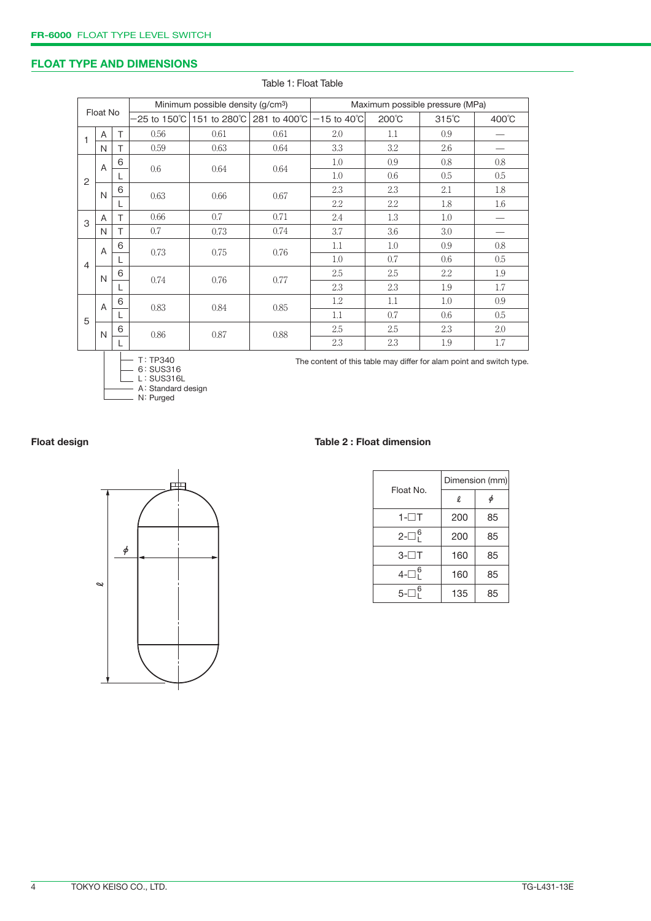## FLOAT TYPE AND DIMENSIONS

Table 1: Float Table

| Float No | | | Minimum possible density (g/cm³) | | | Maximum possible pressure (MPa) | | | |
|---|---|---|---|---|---|---|---|---|---|
| | | | −25 to 150℃ | 151 to 280℃ | 281 to 400℃ | −15 to 40℃ | 200℃ | 315℃ | 400℃ |
| 1 | A | T | 0.56 | 0.61 | 0.61 | 2.0 | 1.1 | 0.9 | — |
| 1 | N | T | 0.59 | 0.63 | 0.64 | 3.3 | 3.2 | 2.6 | — |
| 2 | A | 6 | 0.6 | 0.64 | 0.64 | 1.0 | 0.9 | 0.8 | 0.8 |
| 2 | A | L | 0.6 | 0.64 | 0.64 | 1.0 | 0.6 | 0.5 | 0.5 |
| 2 | N | 6 | 0.63 | 0.66 | 0.67 | 2.3 | 2.3 | 2.1 | 1.8 |
| 2 | N | L | 0.63 | 0.66 | 0.67 | 2.2 | 2.2 | 1.8 | 1.6 |
| 3 | A | T | 0.66 | 0.7 | 0.71 | 2.4 | 1.3 | 1.0 | — |
| 3 | N | T | 0.7 | 0.73 | 0.74 | 3.7 | 3.6 | 3.0 | — |
| 4 | A | 6 | 0.73 | 0.75 | 0.76 | 1.1 | 1.0 | 0.9 | 0.8 |
| 4 | A | L | 0.73 | 0.75 | 0.76 | 1.0 | 0.7 | 0.6 | 0.5 |
| 4 | N | 6 | 0.74 | 0.76 | 0.77 | 2.5 | 2.5 | 2.2 | 1.9 |
| 4 | N | L | 0.74 | 0.76 | 0.77 | 2.3 | 2.3 | 1.9 | 1.7 |
| 5 | A | 6 | 0.83 | 0.84 | 0.85 | 1.2 | 1.1 | 1.0 | 0.9 |
| 5 | A | L | 0.83 | 0.84 | 0.85 | 1.1 | 0.7 | 0.6 | 0.5 |
| 5 | N | 6 | 0.86 | 0.87 | 0.88 | 2.5 | 2.5 | 2.3 | 2.0 |
| 5 | N | L | 0.86 | 0.87 | 0.88 | 2.3 | 2.3 | 1.9 | 1.7 |

- T : TP340
- 6 : SUS316
- L : SUS316L
- A : Standard design
- N : Purged

The content of this table may differ for alam point and switch type.

**Float design**

**Table 2 : Float dimension**

| Float No. | Dimension (mm) | |
|---|---|---|
| | ℓ | ϕ |
| 1-□T | 200 | 85 |
| 2-□6/L | 200 | 85 |
| 3-□T | 160 | 85 |
| 4-□6/L | 160 | 85 |
| 5-□6/L | 135 | 85 |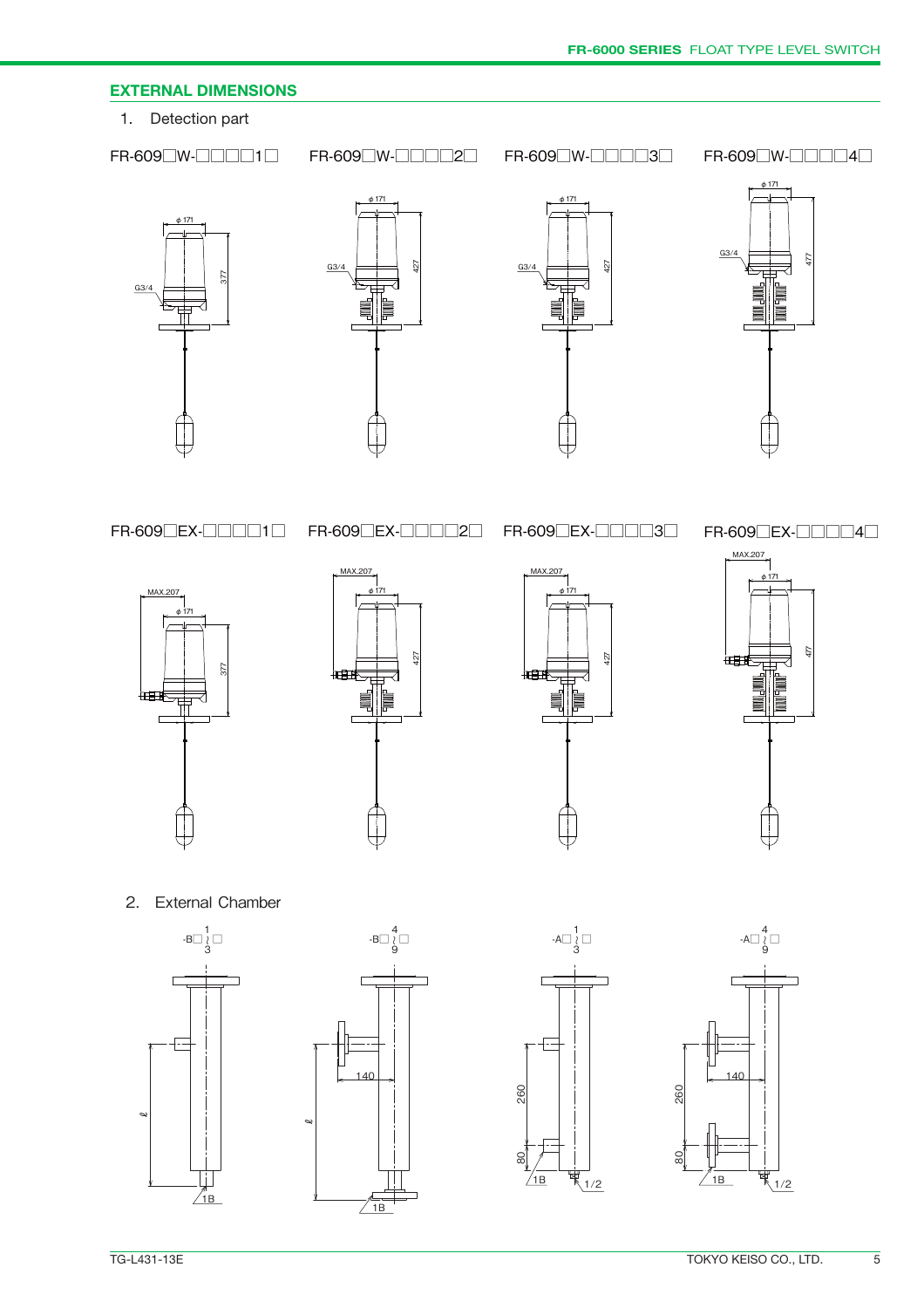## EXTERNAL DIMENSIONS

1. Detection part

FR-609□W-□□□□1□

FR-609□W-□□□□2□

FR-609□W-□□□□3□

FR-609□W-□□□□4□

FR-609□EX-□□□□1□

FR-609□EX-□□□□2□

FR-609□EX-□□□□3□

FR-609□EX-□□□□4□

2. External Chamber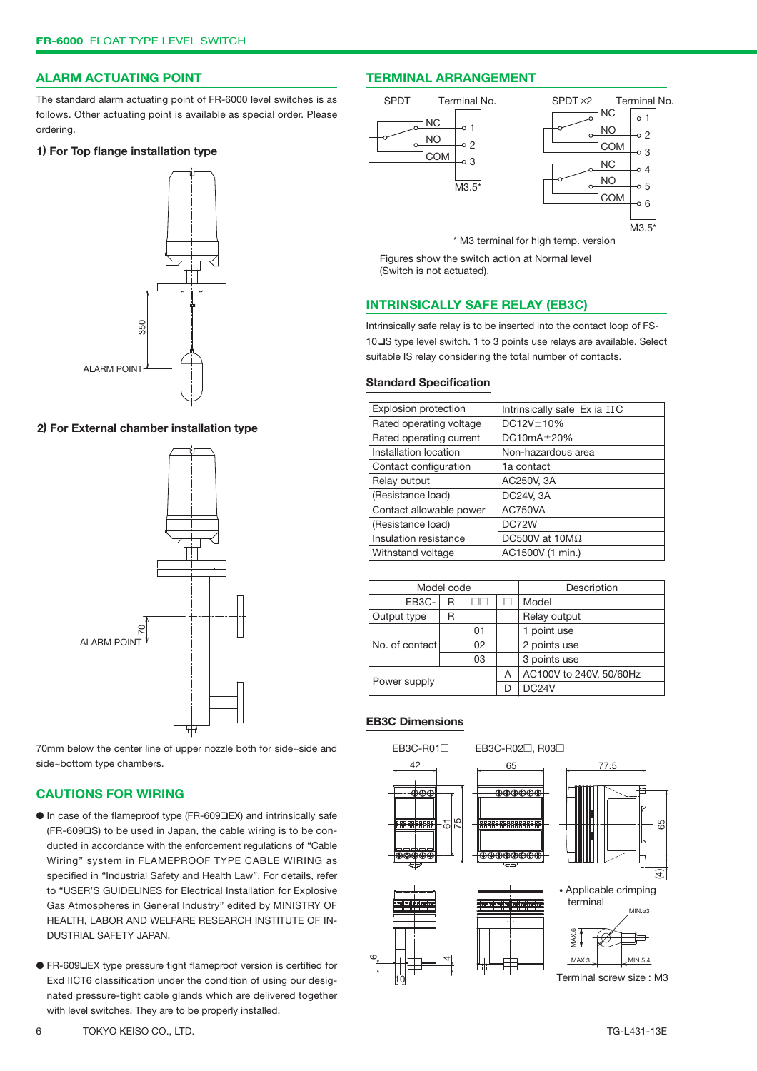## ALARM ACTUATING POINT

The standard alarm actuating point of FR-6000 level switches is as follows. Other actuating point is available as special order. Please ordering.

### 1) For Top flange installation type

350

ALARM POINT

### 2) For External chamber installation type

70

ALARM POINT

70mm below the center line of upper nozzle both for side~side and side~bottom type chambers.

## CAUTIONS FOR WIRING

- In case of the flameproof type (FR-609❑EX) and intrinsically safe (FR-609❑S) to be used in Japan, the cable wiring is to be conducted in accordance with the enforcement regulations of "Cable Wiring" system in FLAMEPROOF TYPE CABLE WIRING as specified in "Industrial Safety and Health Law". For details, refer to "USER'S GUIDELINES for Electrical Installation for Explosive Gas Atmospheres in General Industry" edited by MINISTRY OF HEALTH, LABOR AND WELFARE RESEARCH INSTITUTE OF INDUSTRIAL SAFETY JAPAN.

- FR-609❑EX type pressure tight flameproof version is certified for Exd IICT6 classification under the condition of using our designated pressure-tight cable glands which are delivered together with level switches. They are to be properly installed.

## TERMINAL ARRANGEMENT

SPDT — Terminal No.: NC 1, NO 2, COM 3 (M3.5*)

SPDT×2 — Terminal No.: NC 1, NO 2, COM 3, NC 4, NO 5, COM 6 (M3.5*)

\* M3 terminal for high temp. version

Figures show the switch action at Normal level (Switch is not actuated).

## INTRINSICALLY SAFE RELAY (EB3C)

Intrinsically safe relay is to be inserted into the contact loop of FS-10❑S type level switch. 1 to 3 points use relays are available. Select suitable IS relay considering the total number of contacts.

### Standard Specification

| | |
|---|---|
| Explosion protection | Intrinsically safe Ex ia IIC |
| Rated operating voltage | DC12V±10% |
| Rated operating current | DC10mA±20% |
| Installation location | Non-hazardous area |
| Contact configuration | 1a contact |
| Relay output | AC250V, 3A |
| (Resistance load) | DC24V, 3A |
| Contact allowable power | AC750VA |
| (Resistance load) | DC72W |
| Insulation resistance | DC500V at 10MΩ |
| Withstand voltage | AC1500V (1 min.) |

| Model code | | | | Description |
|---|---|---|---|---|
| EB3C- | R | □□ | □ | Model |
| Output type | R | | | Relay output |
| No. of contact | | 01 | | 1 point use |
| | | 02 | | 2 points use |
| | | 03 | | 3 points use |
| Power supply | | | A | AC100V to 240V, 50/60Hz |
| | | | D | DC24V |

### EB3C Dimensions

EB3C-R01□ (42 wide, 61 / 75) — EB3C-R02□, R03□ (65 wide) — side 77.5, 65, (4); 6, 10, 4

- Applicable crimping terminal: MIN.ø3, MAX.6, MAX.3, MIN.5.4

Terminal screw size : M3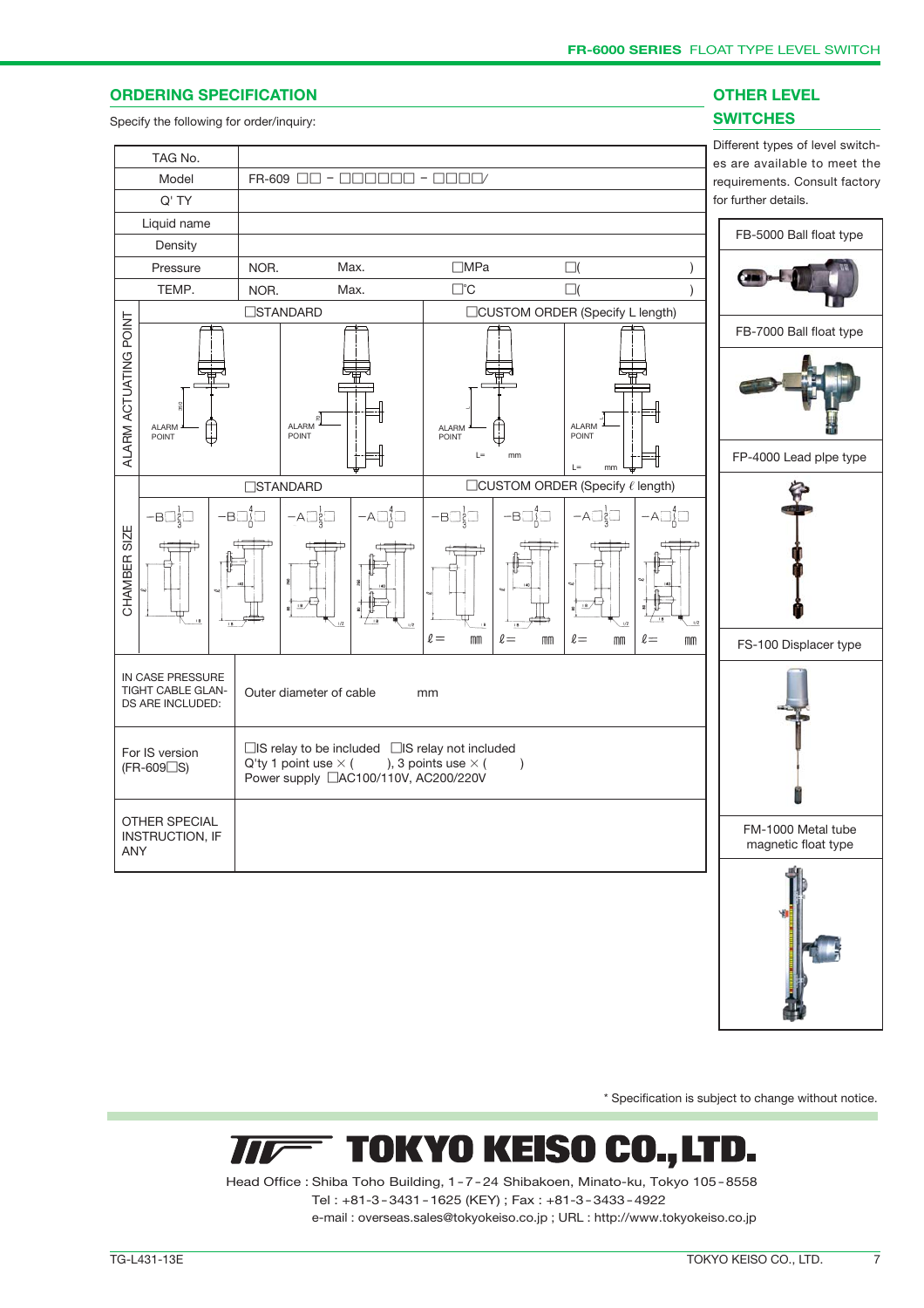## ORDERING SPECIFICATION

Specify the following for order/inquiry:

| | | | | |
|---|---|---|---|---|
| TAG No. | | | | |
| Model | FR-609 □□ – □□□□□□ – □□□□/ | | | |
| Q' TY | | | | |
| Liquid name | | | | |
| Density | | | | |
| Pressure | NOR. | Max. | □MPa | □( ) |
| TEMP. | NOR. | Max. | □℃ | □( ) |
| ALARM ACTUATING POINT | □STANDARD | | □CUSTOM ORDER (Specify L length) | |
| | ALARM POINT | ALARM POINT | ALARM POINT L= mm | ALARM POINT L= mm |
| CHAMBER SIZE | □STANDARD | | □CUSTOM ORDER (Specify ℓ length) | |
| | –B□1/2/3□ –B□4/D□ | –A□1/2/3□ –A□4/D□ | –B□1/2/3□ ℓ= mm –B□4/D□ ℓ= mm | –A□1/2/3□ ℓ= mm –A□4/D□ ℓ= mm |
| IN CASE PRESSURE TIGHT CABLE GLANDS ARE INCLUDED: | Outer diameter of cable mm | | | |
| For IS version (FR-609□S) | □IS relay to be included □IS relay not included<br>Q'ty 1 point use × ( ), 3 points use × ( )<br>Power supply □AC100/110V, AC200/220V | | | |
| OTHER SPECIAL INSTRUCTION, IF ANY | | | | |

## OTHER LEVEL SWITCHES

Different types of level switches are available to meet the requirements. Consult factory for further details.

- FB-5000 Ball float type
- FB-7000 Ball float type
- FP-4000 Lead pipe type
- FS-100 Displacer type
- FM-1000 Metal tube magnetic float type

\* Specification is subject to change without notice.

**TOKYO KEISO CO., LTD.**

Head Office : Shiba Toho Building, 1-7-24 Shibakoen, Minato-ku, Tokyo 105-8558
Tel : +81-3-3431-1625 (KEY) ; Fax : +81-3-3433-4922
e-mail : overseas.sales@tokyokeiso.co.jp ; URL : http://www.tokyokeiso.co.jp

TG-L431-13E